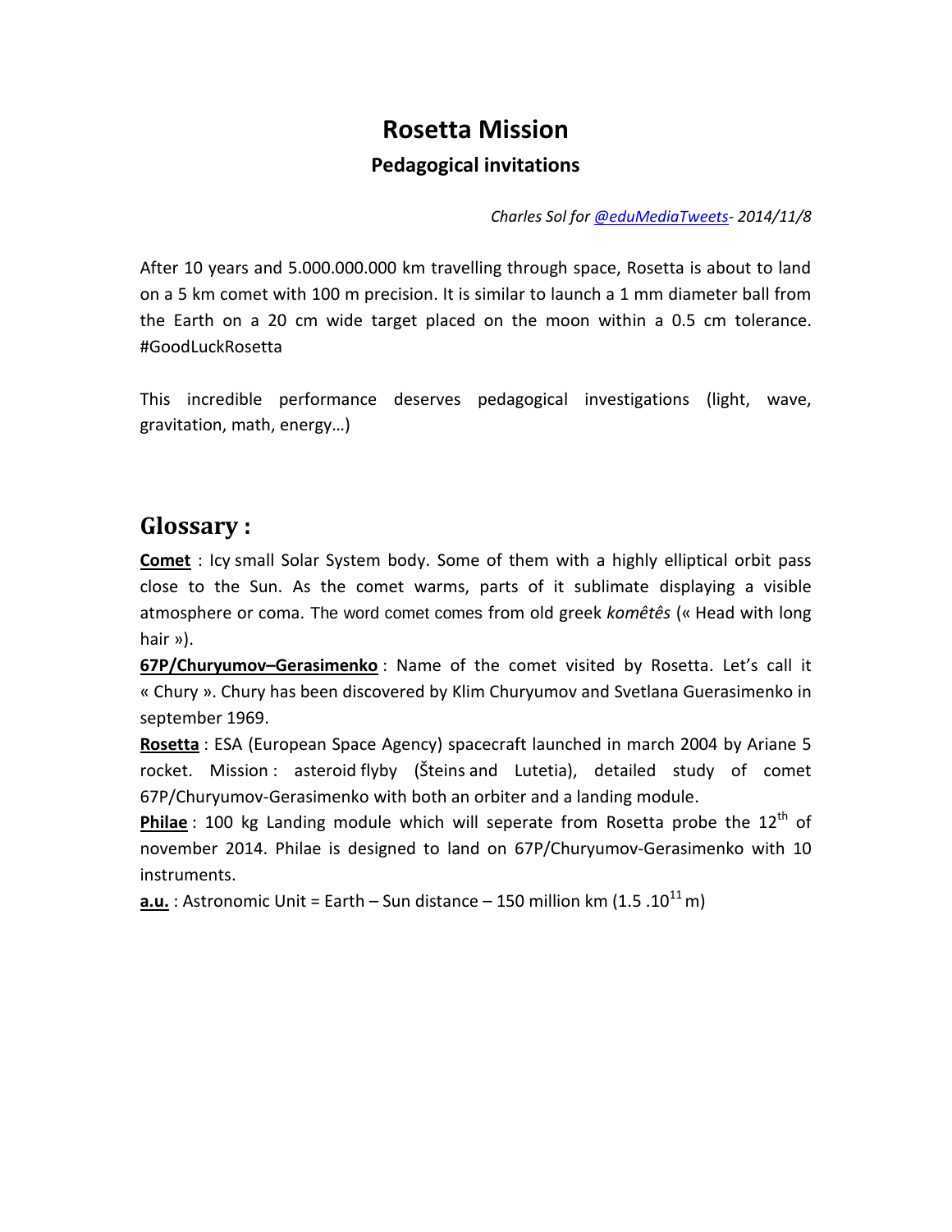# Rosetta Mission

## Pedagogical invitations

*Charles Sol for @eduMediaTweets- 2014/11/8*

After 10 years and 5.000.000.000 km travelling through space, Rosetta is about to land on a 5 km comet with 100 m precision. It is similar to launch a 1 mm diameter ball from the Earth on a 20 cm wide target placed on the moon within a 0.5 cm tolerance. #GoodLuckRosetta

This incredible performance deserves pedagogical investigations (light, wave, gravitation, math, energy…)

## Glossary :

**Comet** : Icy small Solar System body. Some of them with a highly elliptical orbit pass close to the Sun. As the comet warms, parts of it sublimate displaying a visible atmosphere or coma. The word comet comes from old greek *komêtês* (« Head with long hair »).

**67P/Churyumov–Gerasimenko** : Name of the comet visited by Rosetta. Let's call it « Chury ». Chury has been discovered by Klim Churyumov and Svetlana Guerasimenko in september 1969.

**Rosetta** : ESA (European Space Agency) spacecraft launched in march 2004 by Ariane 5 rocket. Mission : asteroid flyby (Šteins and Lutetia), detailed study of comet 67P/Churyumov-Gerasimenko with both an orbiter and a landing module.

**Philae** : 100 kg Landing module which will seperate from Rosetta probe the 12th of november 2014. Philae is designed to land on 67P/Churyumov-Gerasimenko with 10 instruments.

**a.u.** : Astronomic Unit = Earth – Sun distance – 150 million km ($1.5 \cdot 10^{11}$ m)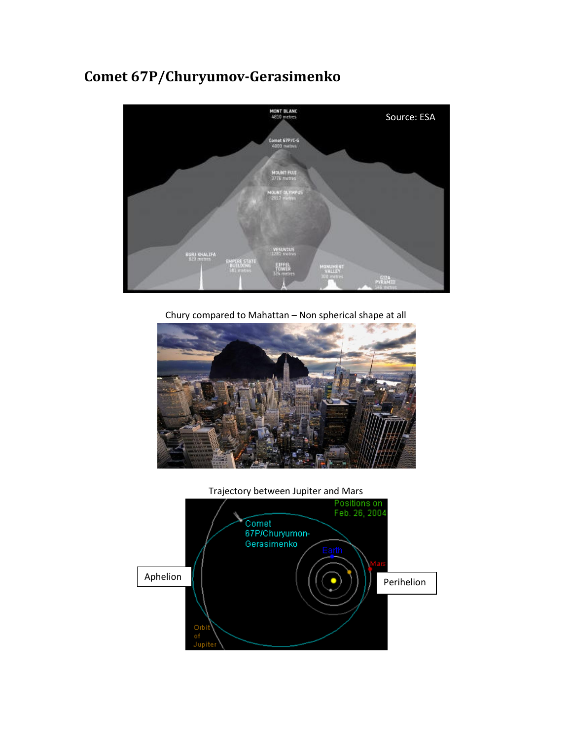# Comet 67P/Churyumov-Gerasimenko

Chury compared to Mahattan – Non spherical shape at all

Trajectory between Jupiter and Mars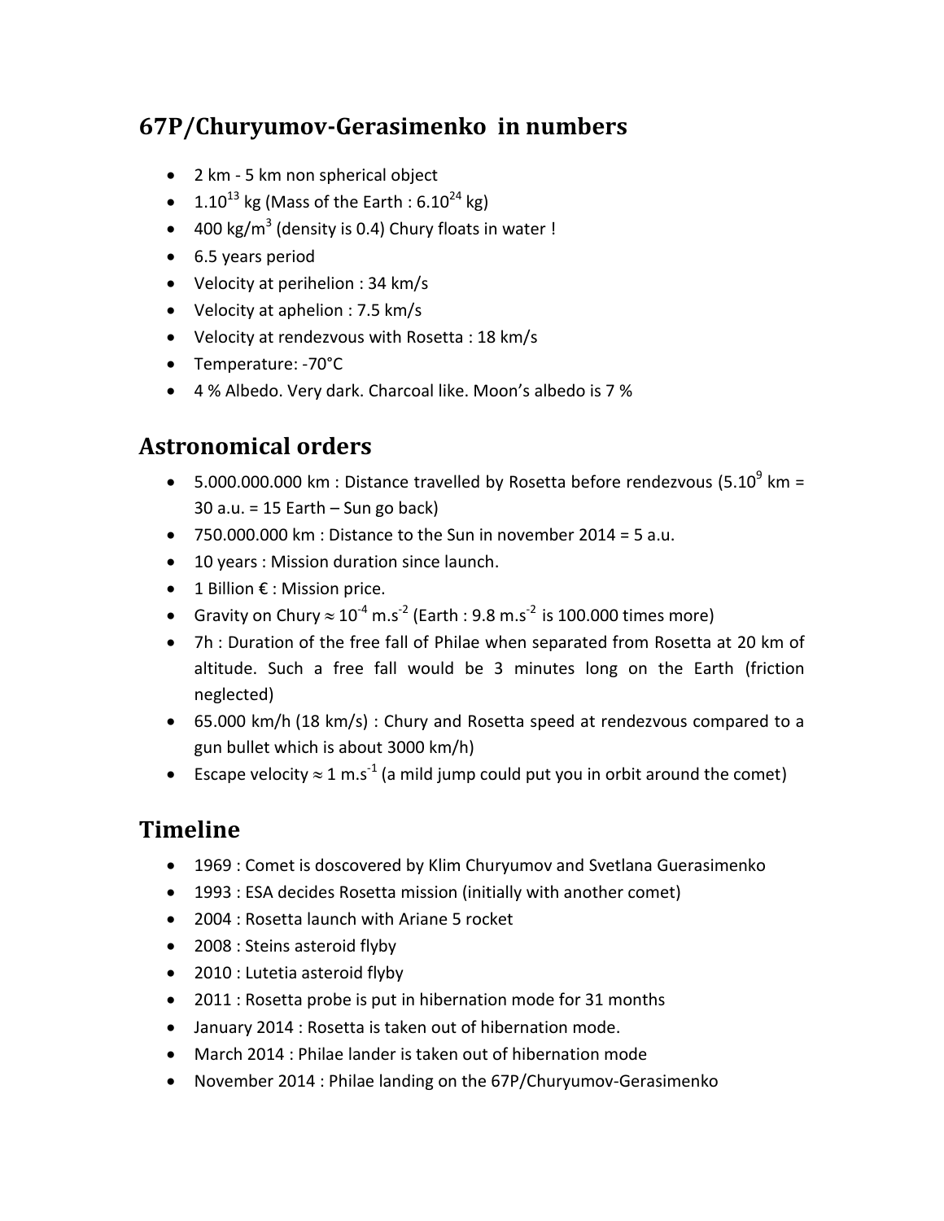## 67P/Churyumov-Gerasimenko in numbers

- 2 km - 5 km non spherical object
- $1.10^{13}$ kg (Mass of the Earth : $6.10^{24}$ kg)
- 400 kg/m$^3$ (density is 0.4) Chury floats in water !
- 6.5 years period
- Velocity at perihelion : 34 km/s
- Velocity at aphelion : 7.5 km/s
- Velocity at rendezvous with Rosetta : 18 km/s
- Temperature: -70°C
- 4 % Albedo. Very dark. Charcoal like. Moon's albedo is 7 %

## Astronomical orders

- 5.000.000.000 km : Distance travelled by Rosetta before rendezvous ($5.10^9$ km = 30 a.u. = 15 Earth – Sun go back)
- 750.000.000 km : Distance to the Sun in november 2014 = 5 a.u.
- 10 years : Mission duration since launch.
- 1 Billion € : Mission price.
- Gravity on Chury $\approx 10^{-4}$ m.s$^{-2}$ (Earth : 9.8 m.s$^{-2}$ is 100.000 times more)
- 7h : Duration of the free fall of Philae when separated from Rosetta at 20 km of altitude. Such a free fall would be 3 minutes long on the Earth (friction neglected)
- 65.000 km/h (18 km/s) : Chury and Rosetta speed at rendezvous compared to a gun bullet which is about 3000 km/h)
- Escape velocity $\approx$ 1 m.s$^{-1}$ (a mild jump could put you in orbit around the comet)

## Timeline

- 1969 : Comet is doscovered by Klim Churyumov and Svetlana Guerasimenko
- 1993 : ESA decides Rosetta mission (initially with another comet)
- 2004 : Rosetta launch with Ariane 5 rocket
- 2008 : Steins asteroid flyby
- 2010 : Lutetia asteroid flyby
- 2011 : Rosetta probe is put in hibernation mode for 31 months
- January 2014 : Rosetta is taken out of hibernation mode.
- March 2014 : Philae lander is taken out of hibernation mode
- November 2014 : Philae landing on the 67P/Churyumov-Gerasimenko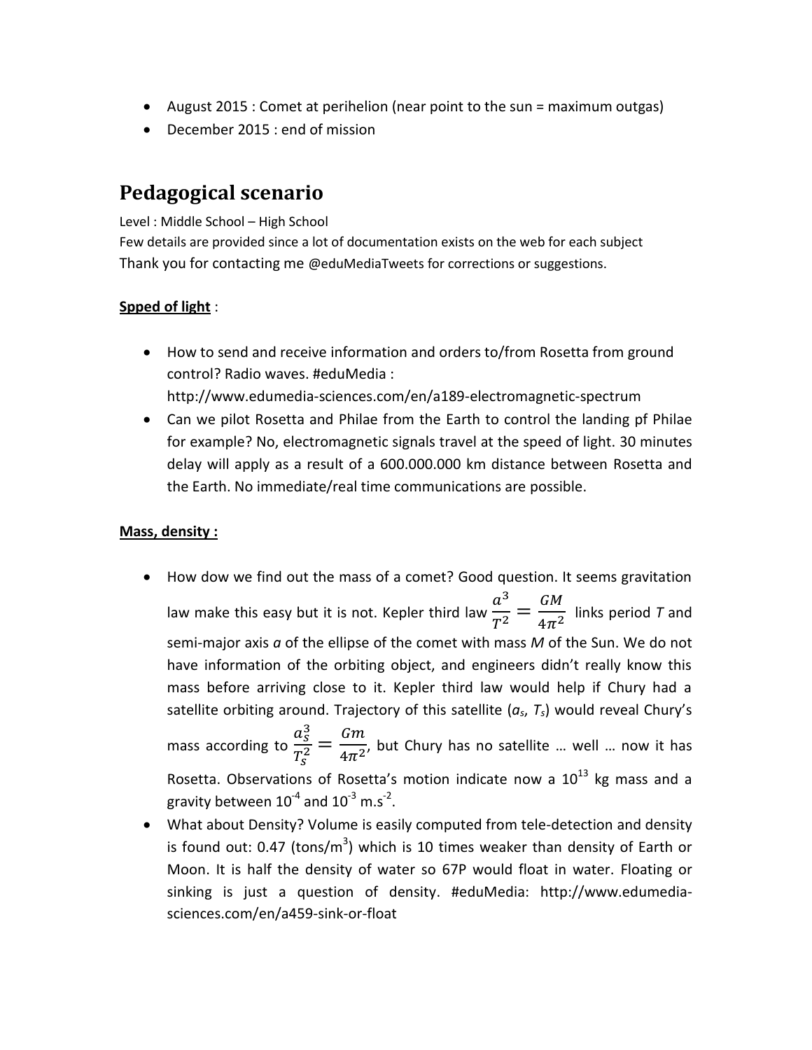- August 2015 : Comet at perihelion (near point to the sun = maximum outgas)
- December 2015 : end of mission

## Pedagogical scenario

Level : Middle School – High School
Few details are provided since a lot of documentation exists on the web for each subject
Thank you for contacting me @eduMediaTweets for corrections or suggestions.

**Spped of light** :

- How to send and receive information and orders to/from Rosetta from ground control? Radio waves. #eduMedia : http://www.edumedia-sciences.com/en/a189-electromagnetic-spectrum
- Can we pilot Rosetta and Philae from the Earth to control the landing pf Philae for example? No, electromagnetic signals travel at the speed of light. 30 minutes delay will apply as a result of a 600.000.000 km distance between Rosetta and the Earth. No immediate/real time communications are possible.

**Mass, density :**

- How dow we find out the mass of a comet? Good question. It seems gravitation law make this easy but it is not. Kepler third law $\frac{a^3}{T^2} = \frac{GM}{4\pi^2}$ links period *T* and semi-major axis *a* of the ellipse of the comet with mass *M* of the Sun. We do not have information of the orbiting object, and engineers didn't really know this mass before arriving close to it. Kepler third law would help if Chury had a satellite orbiting around. Trajectory of this satellite ($a_s$, $T_s$) would reveal Chury's mass according to $\frac{a_s^3}{T_s^2} = \frac{Gm}{4\pi^2}$, but Chury has no satellite … well … now it has Rosetta. Observations of Rosetta's motion indicate now a $10^{13}$ kg mass and a gravity between $10^{-4}$ and $10^{-3}$ $m.s^{-2}$.
- What about Density? Volume is easily computed from tele-detection and density is found out: 0.47 (tons/$m^3$) which is 10 times weaker than density of Earth or Moon. It is half the density of water so 67P would float in water. Floating or sinking is just a question of density. #eduMedia: http://www.edumedia-sciences.com/en/a459-sink-or-float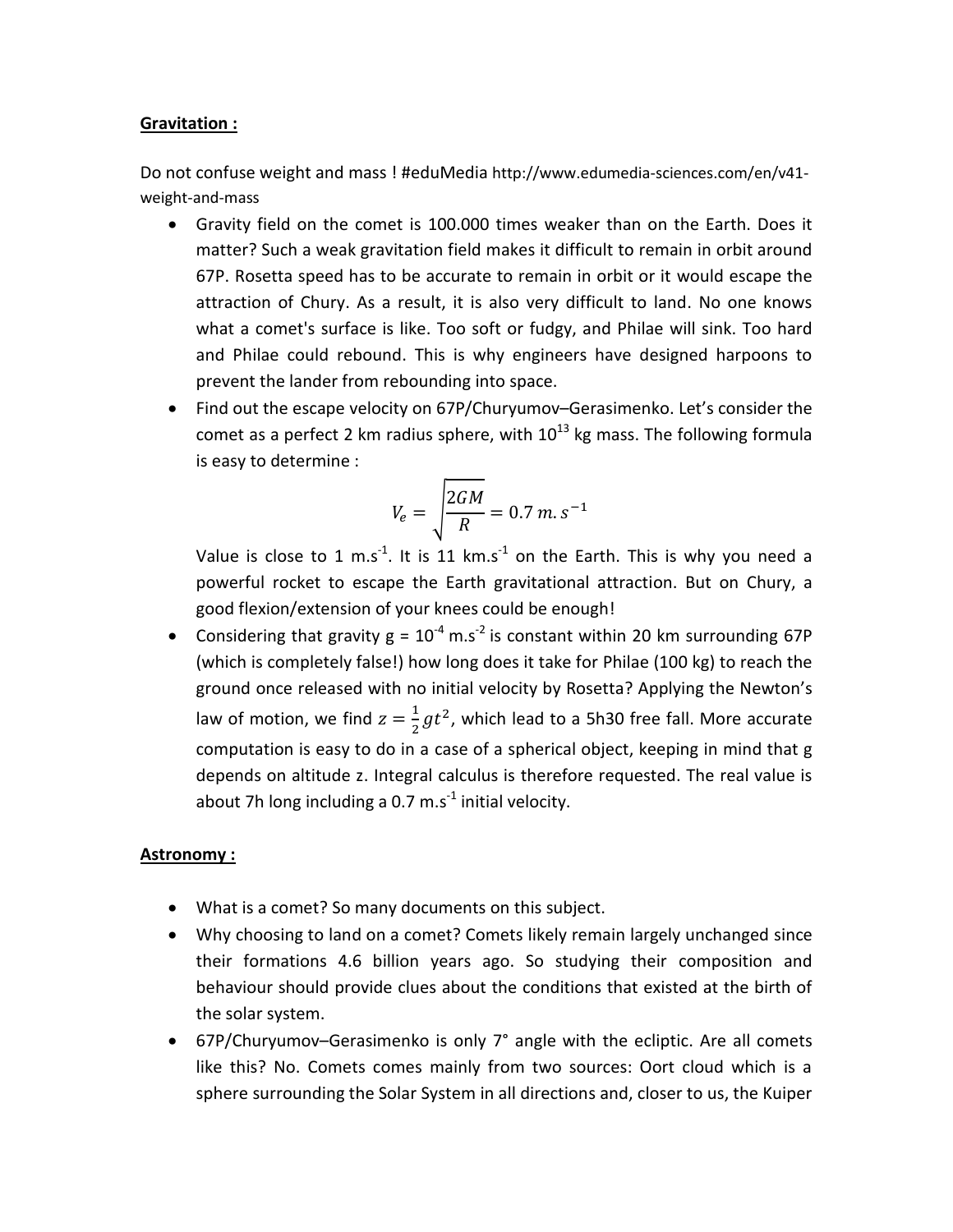**Gravitation :**

Do not confuse weight and mass ! #eduMedia http://www.edumedia-sciences.com/en/v41-weight-and-mass

- Gravity field on the comet is 100.000 times weaker than on the Earth. Does it matter? Such a weak gravitation field makes it difficult to remain in orbit around 67P. Rosetta speed has to be accurate to remain in orbit or it would escape the attraction of Chury. As a result, it is also very difficult to land. No one knows what a comet's surface is like. Too soft or fudgy, and Philae will sink. Too hard and Philae could rebound. This is why engineers have designed harpoons to prevent the lander from rebounding into space.
- Find out the escape velocity on 67P/Churyumov–Gerasimenko. Let's consider the comet as a perfect 2 km radius sphere, with $10^{13}$ kg mass. The following formula is easy to determine :

$$V_e = \sqrt{\frac{2GM}{R}} = 0.7\ m.s^{-1}$$

  Value is close to 1 $m.s^{-1}$. It is 11 $km.s^{-1}$ on the Earth. This is why you need a powerful rocket to escape the Earth gravitational attraction. But on Chury, a good flexion/extension of your knees could be enough!
- Considering that gravity $g = 10^{-4}\ m.s^{-2}$ is constant within 20 km surrounding 67P (which is completely false!) how long does it take for Philae (100 kg) to reach the ground once released with no initial velocity by Rosetta? Applying the Newton's law of motion, we find $z = \frac{1}{2}gt^2$, which lead to a 5h30 free fall. More accurate computation is easy to do in a case of a spherical object, keeping in mind that g depends on altitude z. Integral calculus is therefore requested. The real value is about 7h long including a 0.7 $m.s^{-1}$ initial velocity.

**Astronomy :**

- What is a comet? So many documents on this subject.
- Why choosing to land on a comet? Comets likely remain largely unchanged since their formations 4.6 billion years ago. So studying their composition and behaviour should provide clues about the conditions that existed at the birth of the solar system.
- 67P/Churyumov–Gerasimenko is only 7° angle with the ecliptic. Are all comets like this? No. Comets comes mainly from two sources: Oort cloud which is a sphere surrounding the Solar System in all directions and, closer to us, the Kuiper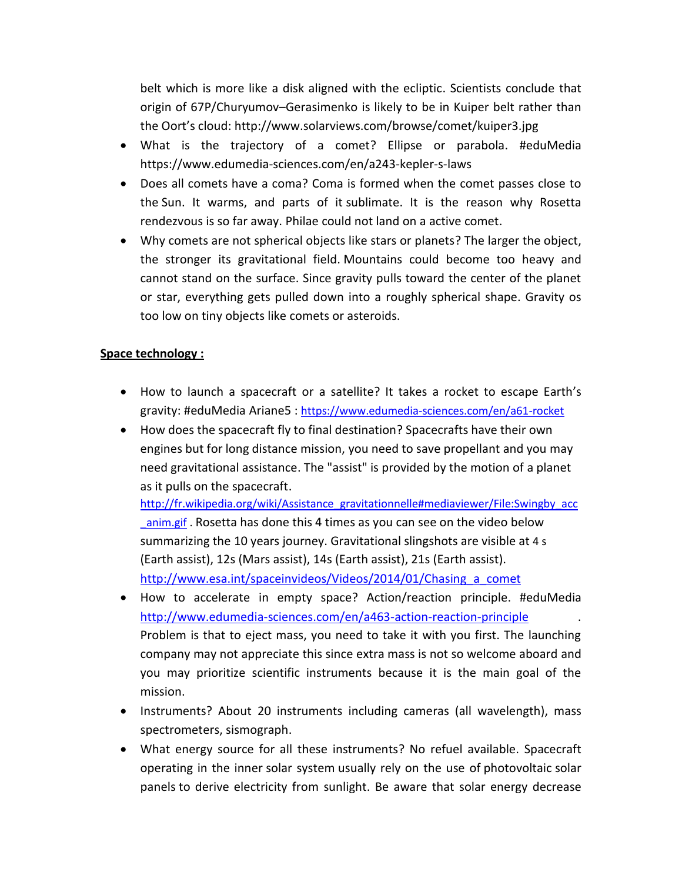belt which is more like a disk aligned with the ecliptic. Scientists conclude that origin of 67P/Churyumov–Gerasimenko is likely to be in Kuiper belt rather than the Oort's cloud: http://www.solarviews.com/browse/comet/kuiper3.jpg

- What is the trajectory of a comet? Ellipse or parabola. #eduMedia https://www.edumedia-sciences.com/en/a243-kepler-s-laws
- Does all comets have a coma? Coma is formed when the comet passes close to the Sun. It warms, and parts of it sublimate. It is the reason why Rosetta rendezvous is so far away. Philae could not land on a active comet.
- Why comets are not spherical objects like stars or planets? The larger the object, the stronger its gravitational field. Mountains could become too heavy and cannot stand on the surface. Since gravity pulls toward the center of the planet or star, everything gets pulled down into a roughly spherical shape. Gravity os too low on tiny objects like comets or asteroids.

**Space technology :**

- How to launch a spacecraft or a satellite? It takes a rocket to escape Earth's gravity: #eduMedia Ariane5 : https://www.edumedia-sciences.com/en/a61-rocket
- How does the spacecraft fly to final destination? Spacecrafts have their own engines but for long distance mission, you need to save propellant and you may need gravitational assistance. The "assist" is provided by the motion of a planet as it pulls on the spacecraft. http://fr.wikipedia.org/wiki/Assistance_gravitationnelle#mediaviewer/File:Swingby_acc_anim.gif . Rosetta has done this 4 times as you can see on the video below summarizing the 10 years journey. Gravitational slingshots are visible at 4 s (Earth assist), 12s (Mars assist), 14s (Earth assist), 21s (Earth assist). http://www.esa.int/spaceinvideos/Videos/2014/01/Chasing_a_comet
- How to accelerate in empty space? Action/reaction principle. #eduMedia http://www.edumedia-sciences.com/en/a463-action-reaction-principle . Problem is that to eject mass, you need to take it with you first. The launching company may not appreciate this since extra mass is not so welcome aboard and you may prioritize scientific instruments because it is the main goal of the mission.
- Instruments? About 20 instruments including cameras (all wavelength), mass spectrometers, sismograph.
- What energy source for all these instruments? No refuel available. Spacecraft operating in the inner solar system usually rely on the use of photovoltaic solar panels to derive electricity from sunlight. Be aware that solar energy decrease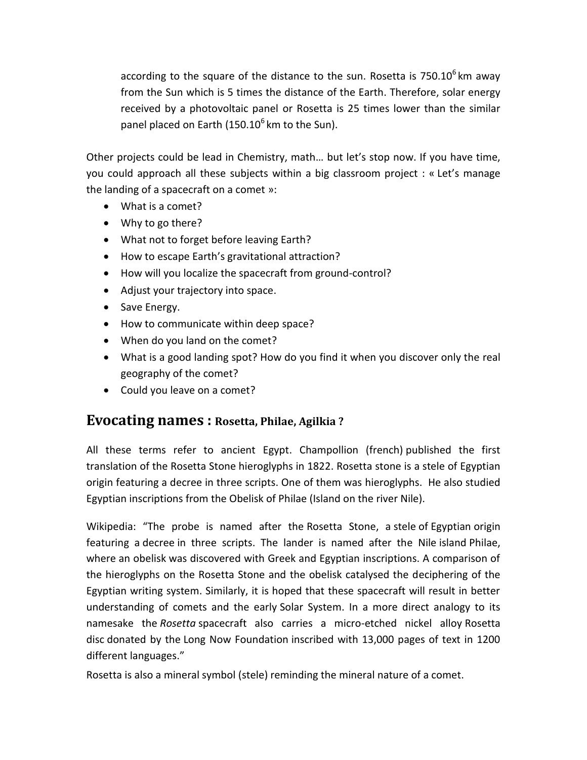according to the square of the distance to the sun. Rosetta is $750.10^6$ km away from the Sun which is 5 times the distance of the Earth. Therefore, solar energy received by a photovoltaic panel or Rosetta is 25 times lower than the similar panel placed on Earth ($150.10^6$ km to the Sun).

Other projects could be lead in Chemistry, math… but let's stop now. If you have time, you could approach all these subjects within a big classroom project : « Let's manage the landing of a spacecraft on a comet »:

- What is a comet?
- Why to go there?
- What not to forget before leaving Earth?
- How to escape Earth's gravitational attraction?
- How will you localize the spacecraft from ground-control?
- Adjust your trajectory into space.
- Save Energy.
- How to communicate within deep space?
- When do you land on the comet?
- What is a good landing spot? How do you find it when you discover only the real geography of the comet?
- Could you leave on a comet?

## Evocating names : Rosetta, Philae, Agilkia ?

All these terms refer to ancient Egypt. Champollion (french) published the first translation of the Rosetta Stone hieroglyphs in 1822. Rosetta stone is a stele of Egyptian origin featuring a decree in three scripts. One of them was hieroglyphs. He also studied Egyptian inscriptions from the Obelisk of Philae (Island on the river Nile).

Wikipedia: "The probe is named after the Rosetta Stone, a stele of Egyptian origin featuring a decree in three scripts. The lander is named after the Nile island Philae, where an obelisk was discovered with Greek and Egyptian inscriptions. A comparison of the hieroglyphs on the Rosetta Stone and the obelisk catalysed the deciphering of the Egyptian writing system. Similarly, it is hoped that these spacecraft will result in better understanding of comets and the early Solar System. In a more direct analogy to its namesake the *Rosetta* spacecraft also carries a micro-etched nickel alloy Rosetta disc donated by the Long Now Foundation inscribed with 13,000 pages of text in 1200 different languages."

Rosetta is also a mineral symbol (stele) reminding the mineral nature of a comet.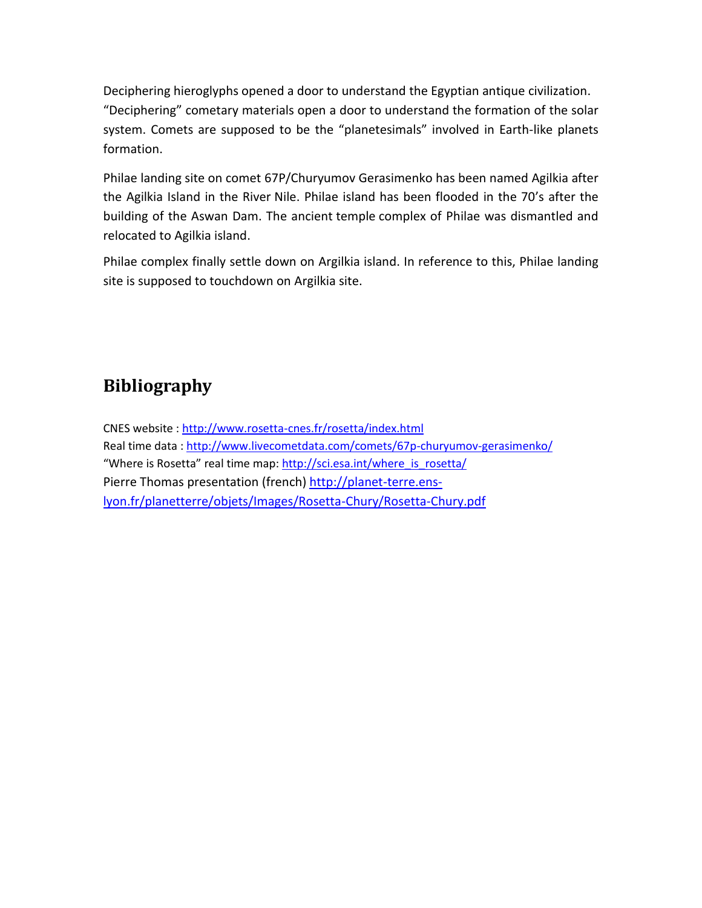Deciphering hieroglyphs opened a door to understand the Egyptian antique civilization. "Deciphering" cometary materials open a door to understand the formation of the solar system. Comets are supposed to be the "planetesimals" involved in Earth-like planets formation.

Philae landing site on comet 67P/Churyumov Gerasimenko has been named Agilkia after the Agilkia Island in the River Nile. Philae island has been flooded in the 70's after the building of the Aswan Dam. The ancient temple complex of Philae was dismantled and relocated to Agilkia island.

Philae complex finally settle down on Argilkia island. In reference to this, Philae landing site is supposed to touchdown on Argilkia site.

## Bibliography

CNES website : http://www.rosetta-cnes.fr/rosetta/index.html
Real time data : http://www.livecometdata.com/comets/67p-churyumov-gerasimenko/
"Where is Rosetta" real time map: http://sci.esa.int/where_is_rosetta/
Pierre Thomas presentation (french) http://planet-terre.ens-lyon.fr/planetterre/objets/Images/Rosetta-Chury/Rosetta-Chury.pdf